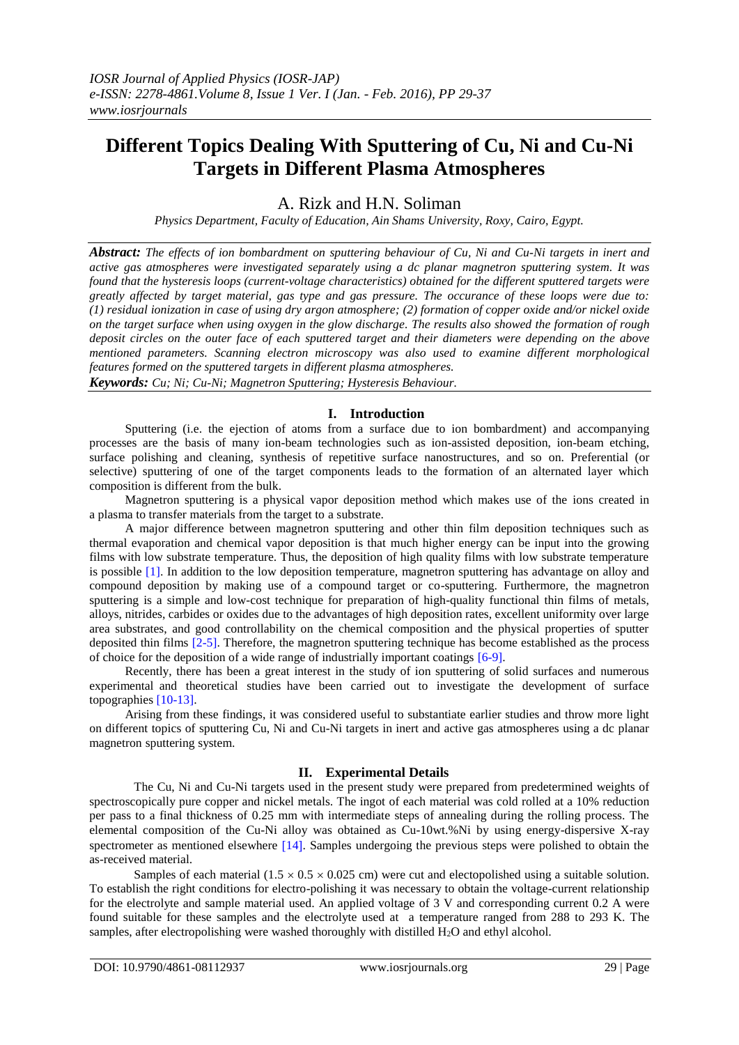# Different Topics Dealing With Sputtering of Cu, Ni and Cu-Ni Targets in Different Plasma Atmospheres

A. Rizk and H.N. Soliman

*Physics Department, Faculty of Education, Ain Shams University, Roxy, Cairo, Egypt.*

***Abstract:*** *The effects of ion bombardment on sputtering behaviour of Cu, Ni and Cu-Ni targets in inert and active gas atmospheres were investigated separately using a dc planar magnetron sputtering system. It was found that the hysteresis loops (current-voltage characteristics) obtained for the different sputtered targets were greatly affected by target material, gas type and gas pressure. The occurance of these loops were due to: (1) residual ionization in case of using dry argon atmosphere; (2) formation of copper oxide and/or nickel oxide on the target surface when using oxygen in the glow discharge. The results also showed the formation of rough deposit circles on the outer face of each sputtered target and their diameters were depending on the above mentioned parameters. Scanning electron microscopy was also used to examine different morphological features formed on the sputtered targets in different plasma atmospheres.*

***Keywords:*** *Cu; Ni; Cu-Ni; Magnetron Sputtering; Hysteresis Behaviour.*

## I. Introduction

Sputtering (i.e. the ejection of atoms from a surface due to ion bombardment) and accompanying processes are the basis of many ion-beam technologies such as ion-assisted deposition, ion-beam etching, surface polishing and cleaning, synthesis of repetitive surface nanostructures, and so on. Preferential (or selective) sputtering of one of the target components leads to the formation of an alternated layer which composition is different from the bulk.

Magnetron sputtering is a physical vapor deposition method which makes use of the ions created in a plasma to transfer materials from the target to a substrate.

A major difference between magnetron sputtering and other thin film deposition techniques such as thermal evaporation and chemical vapor deposition is that much higher energy can be input into the growing films with low substrate temperature. Thus, the deposition of high quality films with low substrate temperature is possible [1]. In addition to the low deposition temperature, magnetron sputtering has advantage on alloy and compound deposition by making use of a compound target or co-sputtering. Furthermore, the magnetron sputtering is a simple and low-cost technique for preparation of high-quality functional thin films of metals, alloys, nitrides, carbides or oxides due to the advantages of high deposition rates, excellent uniformity over large area substrates, and good controllability on the chemical composition and the physical properties of sputter deposited thin films [2-5]. Therefore, the magnetron sputtering technique has become established as the process of choice for the deposition of a wide range of industrially important coatings [6-9].

Recently, there has been a great interest in the study of ion sputtering of solid surfaces and numerous experimental and theoretical studies have been carried out to investigate the development of surface topographies [10-13].

Arising from these findings, it was considered useful to substantiate earlier studies and throw more light on different topics of sputtering Cu, Ni and Cu-Ni targets in inert and active gas atmospheres using a dc planar magnetron sputtering system.

## II. Experimental Details

The Cu, Ni and Cu-Ni targets used in the present study were prepared from predetermined weights of spectroscopically pure copper and nickel metals. The ingot of each material was cold rolled at a 10% reduction per pass to a final thickness of 0.25 mm with intermediate steps of annealing during the rolling process. The elemental composition of the Cu-Ni alloy was obtained as Cu-10wt.%Ni by using energy-dispersive X-ray spectrometer as mentioned elsewhere [14]. Samples undergoing the previous steps were polished to obtain the as-received material.

Samples of each material ($1.5 \times 0.5 \times 0.025$ cm) were cut and electopolished using a suitable solution. To establish the right conditions for electro-polishing it was necessary to obtain the voltage-current relationship for the electrolyte and sample material used. An applied voltage of 3 V and corresponding current 0.2 A were found suitable for these samples and the electrolyte used at a temperature ranged from 288 to 293 K. The samples, after electropolishing were washed thoroughly with distilled $H_2O$ and ethyl alcohol.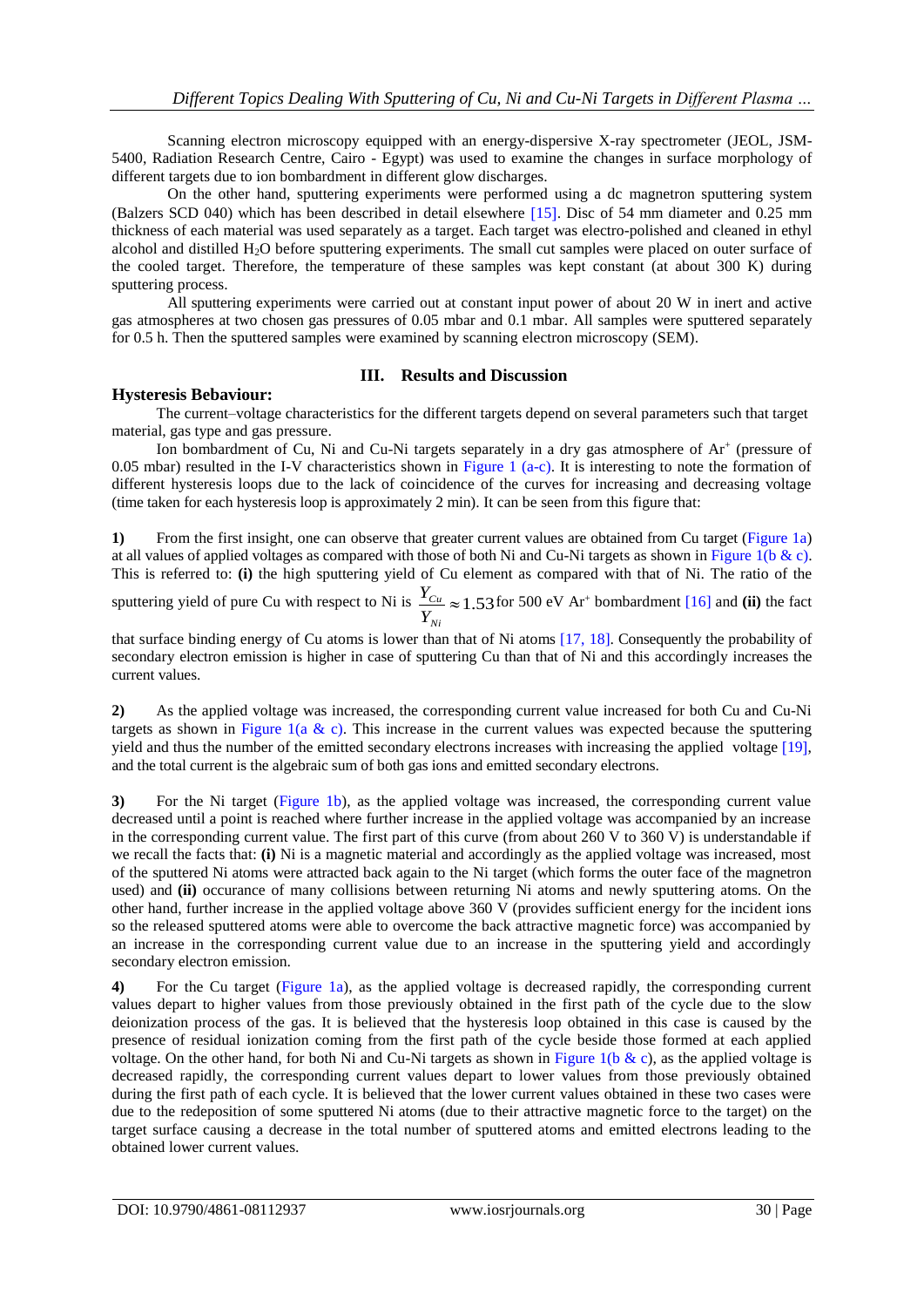Scanning electron microscopy equipped with an energy-dispersive X-ray spectrometer (JEOL, JSM-5400, Radiation Research Centre, Cairo - Egypt) was used to examine the changes in surface morphology of different targets due to ion bombardment in different glow discharges.

On the other hand, sputtering experiments were performed using a dc magnetron sputtering system (Balzers SCD 040) which has been described in detail elsewhere [15]. Disc of 54 mm diameter and 0.25 mm thickness of each material was used separately as a target. Each target was electro-polished and cleaned in ethyl alcohol and distilled $H_2O$ before sputtering experiments. The small cut samples were placed on outer surface of the cooled target. Therefore, the temperature of these samples was kept constant (at about 300 K) during sputtering process.

All sputtering experiments were carried out at constant input power of about 20 W in inert and active gas atmospheres at two chosen gas pressures of 0.05 mbar and 0.1 mbar. All samples were sputtered separately for 0.5 h. Then the sputtered samples were examined by scanning electron microscopy (SEM).

## III. Results and Discussion

### Hysteresis Bebaviour:

The current–voltage characteristics for the different targets depend on several parameters such that target material, gas type and gas pressure.

Ion bombardment of Cu, Ni and Cu-Ni targets separately in a dry gas atmosphere of $Ar^+$ (pressure of 0.05 mbar) resulted in the I-V characteristics shown in Figure 1 (a-c). It is interesting to note the formation of different hysteresis loops due to the lack of coincidence of the curves for increasing and decreasing voltage (time taken for each hysteresis loop is approximately 2 min). It can be seen from this figure that:

**1)** From the first insight, one can observe that greater current values are obtained from Cu target (Figure 1a) at all values of applied voltages as compared with those of both Ni and Cu-Ni targets as shown in Figure 1(b & c). This is referred to: **(i)** the high sputtering yield of Cu element as compared with that of Ni. The ratio of the sputtering yield of pure Cu with respect to Ni is $\frac{Y_{Cu}}{Y_{Ni}} \approx 1.53$ for 500 eV $Ar^+$ bombardment [16] and **(ii)** the fact that surface binding energy of Cu atoms is lower than that of Ni atoms [17, 18]. Consequently the probability of secondary electron emission is higher in case of sputtering Cu than that of Ni and this accordingly increases the current values.

**2)** As the applied voltage was increased, the corresponding current value increased for both Cu and Cu-Ni targets as shown in Figure 1(a & c). This increase in the current values was expected because the sputtering yield and thus the number of the emitted secondary electrons increases with increasing the applied voltage [19], and the total current is the algebraic sum of both gas ions and emitted secondary electrons.

**3)** For the Ni target (Figure 1b), as the applied voltage was increased, the corresponding current value decreased until a point is reached where further increase in the applied voltage was accompanied by an increase in the corresponding current value. The first part of this curve (from about 260 V to 360 V) is understandable if we recall the facts that: **(i)** Ni is a magnetic material and accordingly as the applied voltage was increased, most of the sputtered Ni atoms were attracted back again to the Ni target (which forms the outer face of the magnetron used) and **(ii)** occurance of many collisions between returning Ni atoms and newly sputtering atoms. On the other hand, further increase in the applied voltage above 360 V (provides sufficient energy for the incident ions so the released sputtered atoms were able to overcome the back attractive magnetic force) was accompanied by an increase in the corresponding current value due to an increase in the sputtering yield and accordingly secondary electron emission.

**4)** For the Cu target (Figure 1a), as the applied voltage is decreased rapidly, the corresponding current values depart to higher values from those previously obtained in the first path of the cycle due to the slow deionization process of the gas. It is believed that the hysteresis loop obtained in this case is caused by the presence of residual ionization coming from the first path of the cycle beside those formed at each applied voltage. On the other hand, for both Ni and Cu-Ni targets as shown in Figure 1(b & c), as the applied voltage is decreased rapidly, the corresponding current values depart to lower values from those previously obtained during the first path of each cycle. It is believed that the lower current values obtained in these two cases were due to the redeposition of some sputtered Ni atoms (due to their attractive magnetic force to the target) on the target surface causing a decrease in the total number of sputtered atoms and emitted electrons leading to the obtained lower current values.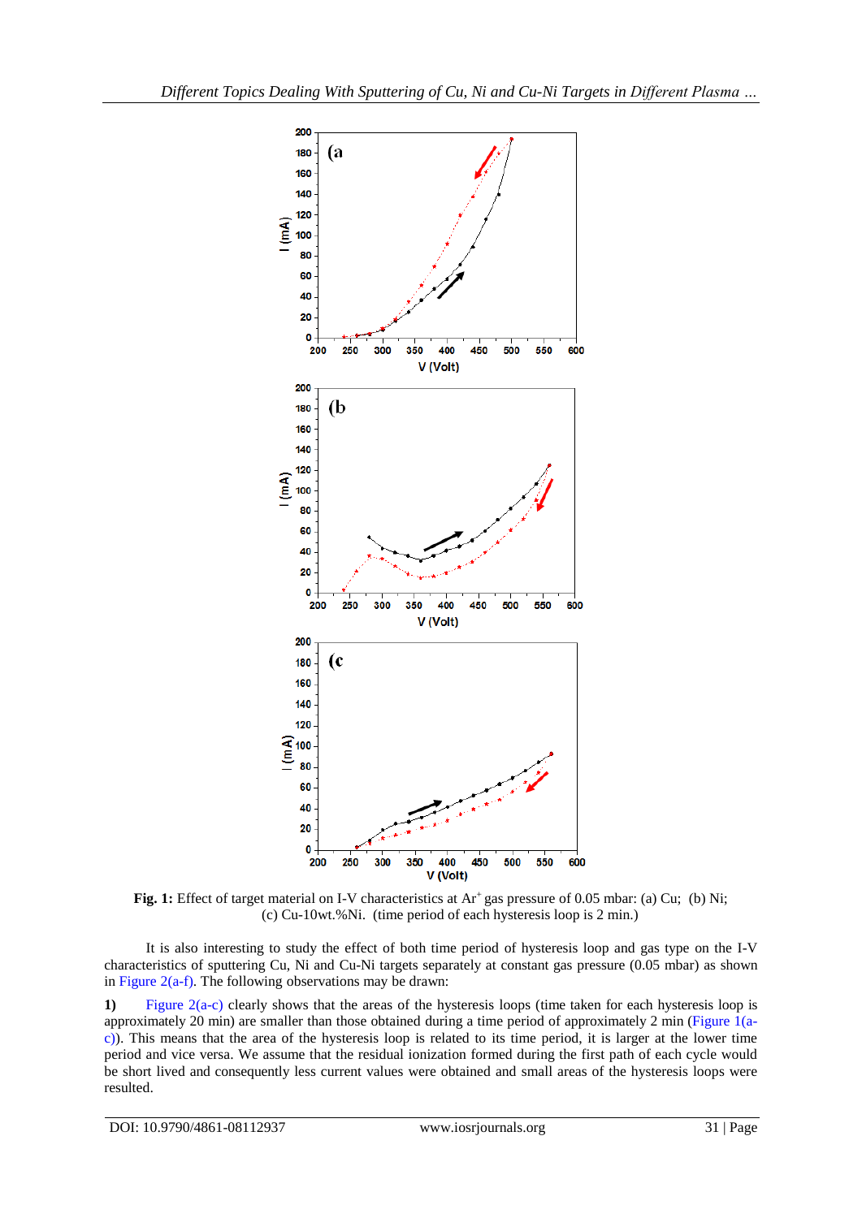**Fig. 1:** Effect of target material on I-V characteristics at $Ar^+$ gas pressure of 0.05 mbar: (a) Cu; (b) Ni; (c) Cu-10wt.%Ni. (time period of each hysteresis loop is 2 min.)

It is also interesting to study the effect of both time period of hysteresis loop and gas type on the I-V characteristics of sputtering Cu, Ni and Cu-Ni targets separately at constant gas pressure (0.05 mbar) as shown in Figure 2(a-f). The following observations may be drawn:

**1)** Figure 2(a-c) clearly shows that the areas of the hysteresis loops (time taken for each hysteresis loop is approximately 20 min) are smaller than those obtained during a time period of approximately 2 min (Figure 1(a-c)). This means that the area of the hysteresis loop is related to its time period, it is larger at the lower time period and vice versa. We assume that the residual ionization formed during the first path of each cycle would be short lived and consequently less current values were obtained and small areas of the hysteresis loops were resulted.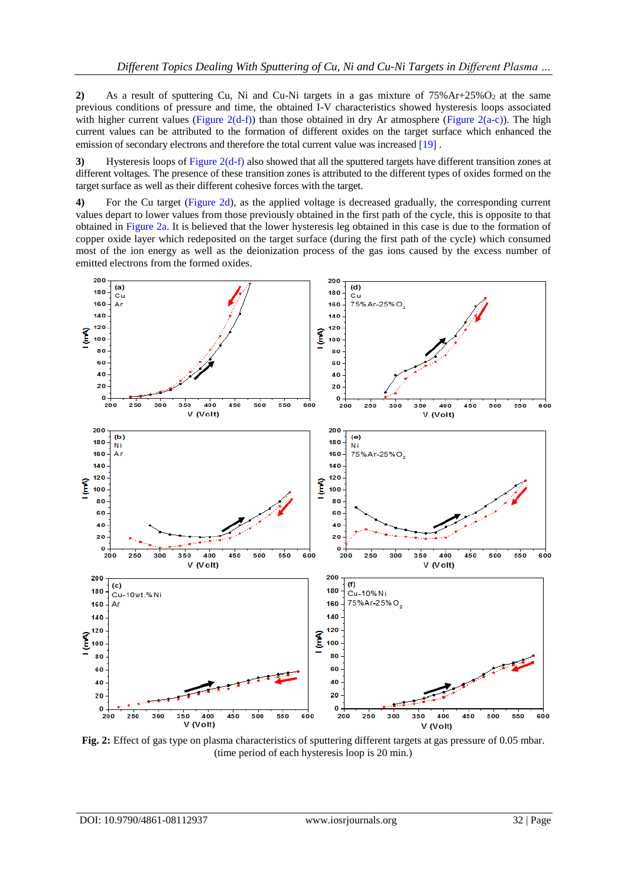**2)** As a result of sputtering Cu, Ni and Cu-Ni targets in a gas mixture of 75%Ar+25%$O_2$ at the same previous conditions of pressure and time, the obtained I-V characteristics showed hysteresis loops associated with higher current values (Figure 2(d-f)) than those obtained in dry Ar atmosphere (Figure 2(a-c)). The high current values can be attributed to the formation of different oxides on the target surface which enhanced the emission of secondary electrons and therefore the total current value was increased [19] .

**3)** Hysteresis loops of Figure 2(d-f) also showed that all the sputtered targets have different transition zones at different voltages. The presence of these transition zones is attributed to the different types of oxides formed on the target surface as well as their different cohesive forces with the target.

**4)** For the Cu target (Figure 2d), as the applied voltage is decreased gradually, the corresponding current values depart to lower values from those previously obtained in the first path of the cycle, this is opposite to that obtained in Figure 2a. It is believed that the lower hysteresis leg obtained in this case is due to the formation of copper oxide layer which redeposited on the target surface (during the first path of the cycle) which consumed most of the ion energy as well as the deionization process of the gas ions caused by the excess number of emitted electrons from the formed oxides.

**Fig. 2:** Effect of gas type on plasma characteristics of sputtering different targets at gas pressure of 0.05 mbar. (time period of each hysteresis loop is 20 min.)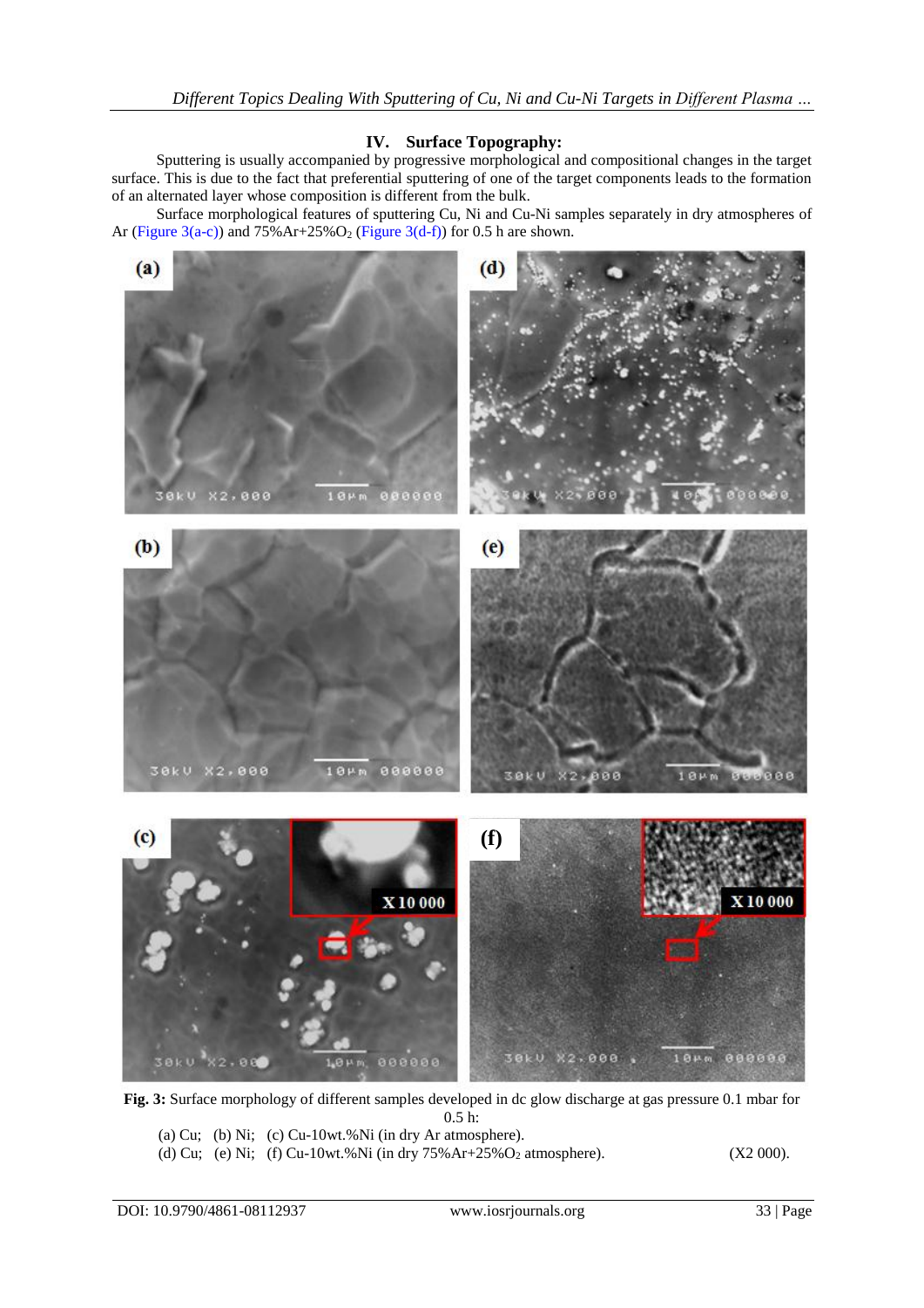## IV. Surface Topography:

Sputtering is usually accompanied by progressive morphological and compositional changes in the target surface. This is due to the fact that preferential sputtering of one of the target components leads to the formation of an alternated layer whose composition is different from the bulk.

Surface morphological features of sputtering Cu, Ni and Cu-Ni samples separately in dry atmospheres of Ar (Figure 3(a-c)) and 75%Ar+25%$O_2$ (Figure 3(d-f)) for 0.5 h are shown.

**Fig. 3:** Surface morphology of different samples developed in dc glow discharge at gas pressure 0.1 mbar for 0.5 h:

(a) Cu; (b) Ni; (c) Cu-10wt.%Ni (in dry Ar atmosphere).

(d) Cu; (e) Ni; (f) Cu-10wt.%Ni (in dry 75%Ar+25%$O_2$ atmosphere). (X2 000).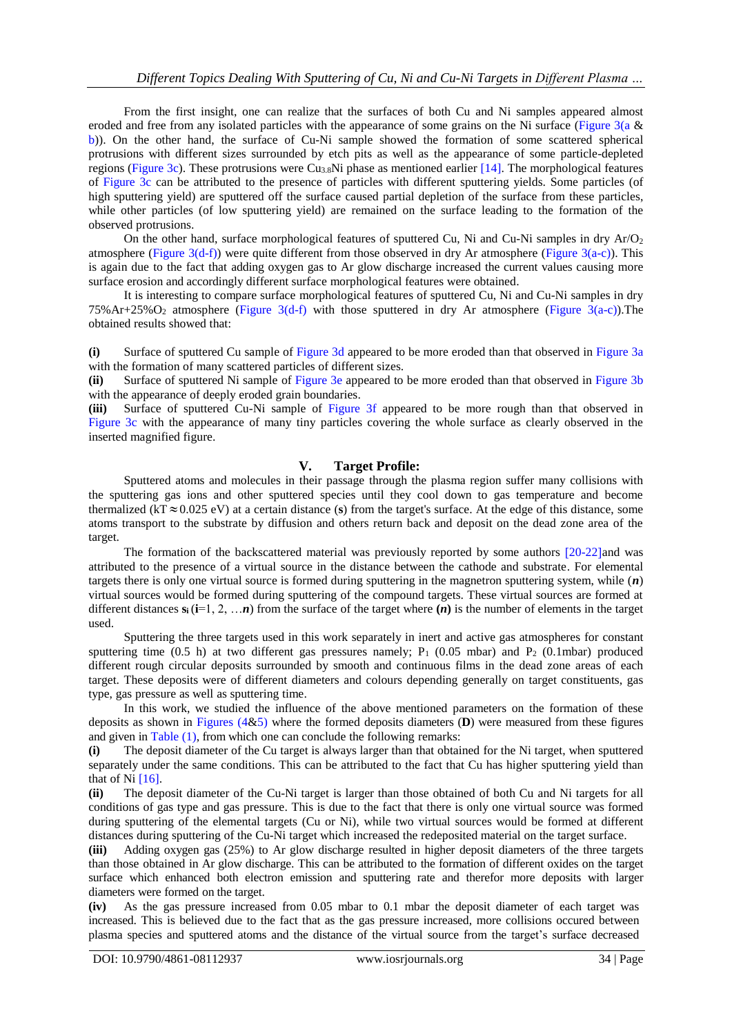From the first insight, one can realize that the surfaces of both Cu and Ni samples appeared almost eroded and free from any isolated particles with the appearance of some grains on the Ni surface (Figure 3(a & b)). On the other hand, the surface of Cu-Ni sample showed the formation of some scattered spherical protrusions with different sizes surrounded by etch pits as well as the appearance of some particle-depleted regions (Figure 3c). These protrusions were $Cu_{3.8}Ni$ phase as mentioned earlier [14]. The morphological features of Figure 3c can be attributed to the presence of particles with different sputtering yields. Some particles (of high sputtering yield) are sputtered off the surface caused partial depletion of the surface from these particles, while other particles (of low sputtering yield) are remained on the surface leading to the formation of the observed protrusions.

On the other hand, surface morphological features of sputtered Cu, Ni and Cu-Ni samples in dry $Ar/O_2$ atmosphere (Figure 3(d-f)) were quite different from those observed in dry Ar atmosphere (Figure 3(a-c)). This is again due to the fact that adding oxygen gas to Ar glow discharge increased the current values causing more surface erosion and accordingly different surface morphological features were obtained.

It is interesting to compare surface morphological features of sputtered Cu, Ni and Cu-Ni samples in dry $75\%Ar+25\%O_2$ atmosphere (Figure 3(d-f) with those sputtered in dry Ar atmosphere (Figure 3(a-c)).The obtained results showed that:

**(i)** Surface of sputtered Cu sample of Figure 3d appeared to be more eroded than that observed in Figure 3a with the formation of many scattered particles of different sizes.

**(ii)** Surface of sputtered Ni sample of Figure 3e appeared to be more eroded than that observed in Figure 3b with the appearance of deeply eroded grain boundaries.

**(iii)** Surface of sputtered Cu-Ni sample of Figure 3f appeared to be more rough than that observed in Figure 3c with the appearance of many tiny particles covering the whole surface as clearly observed in the inserted magnified figure.

## V. Target Profile:

Sputtered atoms and molecules in their passage through the plasma region suffer many collisions with the sputtering gas ions and other sputtered species until they cool down to gas temperature and become thermalized ($kT \approx 0.025$ eV) at a certain distance (**s**) from the target's surface. At the edge of this distance, some atoms transport to the substrate by diffusion and others return back and deposit on the dead zone area of the target.

The formation of the backscattered material was previously reported by some authors [20-22]and was attributed to the presence of a virtual source in the distance between the cathode and substrate. For elemental targets there is only one virtual source is formed during sputtering in the magnetron sputtering system, while (***n***) virtual sources would be formed during sputtering of the compound targets. These virtual sources are formed at different distances $\mathbf{s_i}$ (**i**=1, 2, …***n***) from the surface of the target where **(*n*)** is the number of elements in the target used.

Sputtering the three targets used in this work separately in inert and active gas atmospheres for constant sputtering time (0.5 h) at two different gas pressures namely; $P_1$ (0.05 mbar) and $P_2$ (0.1mbar) produced different rough circular deposits surrounded by smooth and continuous films in the dead zone areas of each target. These deposits were of different diameters and colours depending generally on target constituents, gas type, gas pressure as well as sputtering time.

In this work, we studied the influence of the above mentioned parameters on the formation of these deposits as shown in Figures (4&5) where the formed deposits diameters (**D**) were measured from these figures and given in Table (1), from which one can conclude the following remarks:

**(i)** The deposit diameter of the Cu target is always larger than that obtained for the Ni target, when sputtered separately under the same conditions. This can be attributed to the fact that Cu has higher sputtering yield than that of Ni [16].

**(ii)** The deposit diameter of the Cu-Ni target is larger than those obtained of both Cu and Ni targets for all conditions of gas type and gas pressure. This is due to the fact that there is only one virtual source was formed during sputtering of the elemental targets (Cu or Ni), while two virtual sources would be formed at different distances during sputtering of the Cu-Ni target which increased the redeposited material on the target surface.

**(iii)** Adding oxygen gas (25%) to Ar glow discharge resulted in higher deposit diameters of the three targets than those obtained in Ar glow discharge. This can be attributed to the formation of different oxides on the target surface which enhanced both electron emission and sputtering rate and therefor more deposits with larger diameters were formed on the target.

**(iv)** As the gas pressure increased from 0.05 mbar to 0.1 mbar the deposit diameter of each target was increased. This is believed due to the fact that as the gas pressure increased, more collisions occured between plasma species and sputtered atoms and the distance of the virtual source from the target's surface decreased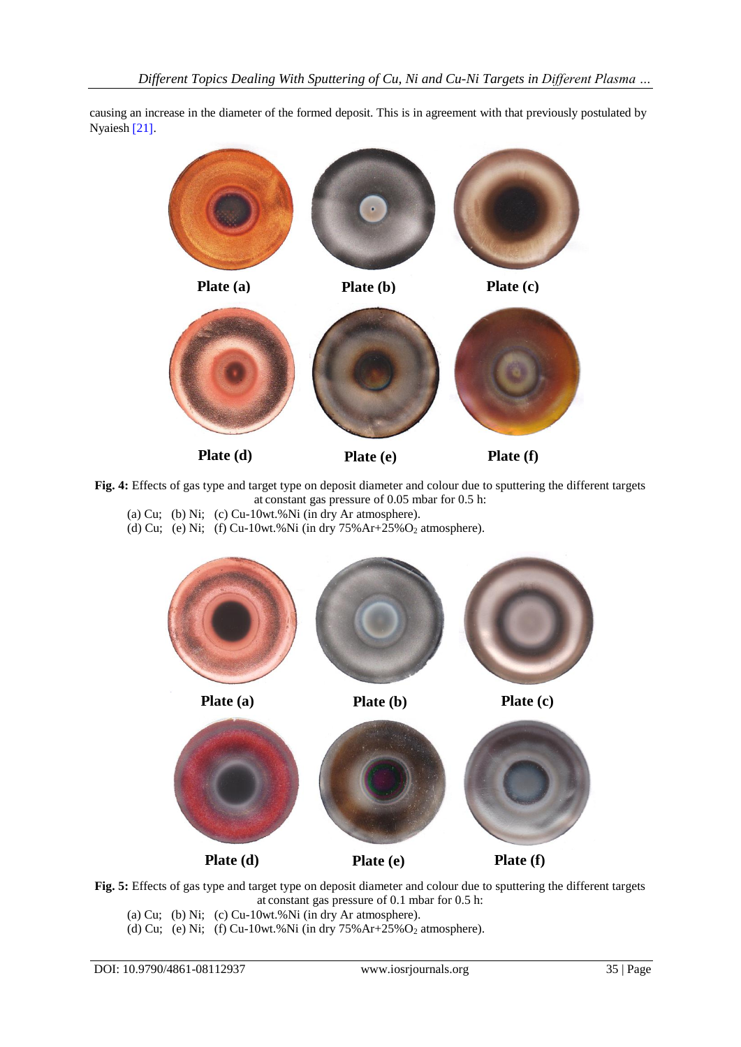causing an increase in the diameter of the formed deposit. This is in agreement with that previously postulated by Nyaiesh [21].

Plate (a) Plate (b) Plate (c)

Plate (d) Plate (e) Plate (f)

**Fig. 4:** Effects of gas type and target type on deposit diameter and colour due to sputtering the different targets at constant gas pressure of 0.05 mbar for 0.5 h:
(a) Cu; (b) Ni; (c) Cu-10wt.%Ni (in dry Ar atmosphere).
(d) Cu; (e) Ni; (f) Cu-10wt.%Ni (in dry 75%Ar+25%$O_2$ atmosphere).

Plate (a) Plate (b) Plate (c)

Plate (d) Plate (e) Plate (f)

**Fig. 5:** Effects of gas type and target type on deposit diameter and colour due to sputtering the different targets at constant gas pressure of 0.1 mbar for 0.5 h:
(a) Cu; (b) Ni; (c) Cu-10wt.%Ni (in dry Ar atmosphere).
(d) Cu; (e) Ni; (f) Cu-10wt.%Ni (in dry 75%Ar+25%$O_2$ atmosphere).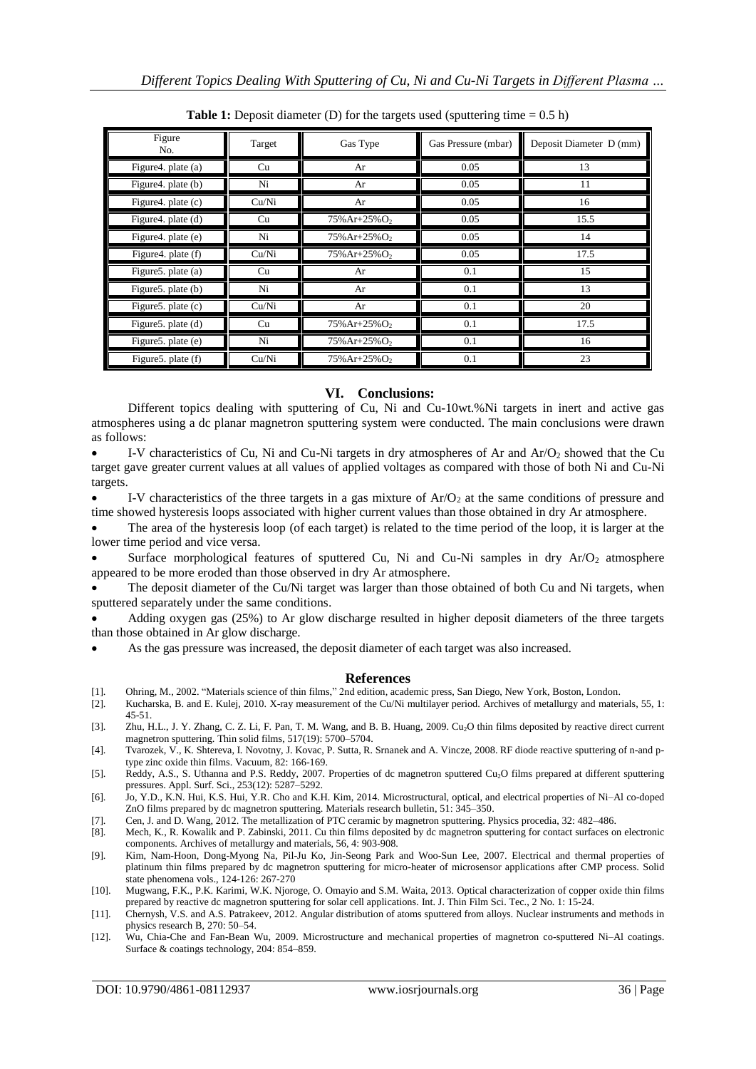**Table 1:** Deposit diameter (D) for the targets used (sputtering time = 0.5 h)

| Figure No. | Target | Gas Type | Gas Pressure (mbar) | Deposit Diameter D (mm) |
|---|---|---|---|---|
| Figure4. plate (a) | Cu | Ar | 0.05 | 13 |
| Figure4. plate (b) | Ni | Ar | 0.05 | 11 |
| Figure4. plate (c) | Cu/Ni | Ar | 0.05 | 16 |
| Figure4. plate (d) | Cu | 75%Ar+25%$O_2$ | 0.05 | 15.5 |
| Figure4. plate (e) | Ni | 75%Ar+25%$O_2$ | 0.05 | 14 |
| Figure4. plate (f) | Cu/Ni | 75%Ar+25%$O_2$ | 0.05 | 17.5 |
| Figure5. plate (a) | Cu | Ar | 0.1 | 15 |
| Figure5. plate (b) | Ni | Ar | 0.1 | 13 |
| Figure5. plate (c) | Cu/Ni | Ar | 0.1 | 20 |
| Figure5. plate (d) | Cu | 75%Ar+25%$O_2$ | 0.1 | 17.5 |
| Figure5. plate (e) | Ni | 75%Ar+25%$O_2$ | 0.1 | 16 |
| Figure5. plate (f) | Cu/Ni | 75%Ar+25%$O_2$ | 0.1 | 23 |

## VI. Conclusions:

Different topics dealing with sputtering of Cu, Ni and Cu-10wt.%Ni targets in inert and active gas atmospheres using a dc planar magnetron sputtering system were conducted. The main conclusions were drawn as follows:

- I-V characteristics of Cu, Ni and Cu-Ni targets in dry atmospheres of Ar and Ar/$O_2$ showed that the Cu target gave greater current values at all values of applied voltages as compared with those of both Ni and Cu-Ni targets.
- I-V characteristics of the three targets in a gas mixture of Ar/$O_2$ at the same conditions of pressure and time showed hysteresis loops associated with higher current values than those obtained in dry Ar atmosphere.
- The area of the hysteresis loop (of each target) is related to the time period of the loop, it is larger at the lower time period and vice versa.
- Surface morphological features of sputtered Cu, Ni and Cu-Ni samples in dry Ar/$O_2$ atmosphere appeared to be more eroded than those observed in dry Ar atmosphere.
- The deposit diameter of the Cu/Ni target was larger than those obtained of both Cu and Ni targets, when sputtered separately under the same conditions.
- Adding oxygen gas (25%) to Ar glow discharge resulted in higher deposit diameters of the three targets than those obtained in Ar glow discharge.
- As the gas pressure was increased, the deposit diameter of each target was also increased.

## References

[1]. Ohring, M., 2002. "Materials science of thin films," 2nd edition, academic press, San Diego, New York, Boston, London.

[2]. Kucharska, B. and E. Kulej, 2010. X-ray measurement of the Cu/Ni multilayer period. Archives of metallurgy and materials, 55, 1: 45-51.

[3]. Zhu, H.L., J. Y. Zhang, C. Z. Li, F. Pan, T. M. Wang, and B. B. Huang, 2009. $Cu_2O$ thin films deposited by reactive direct current magnetron sputtering. Thin solid films, 517(19): 5700–5704.

[4]. Tvarozek, V., K. Shtereva, I. Novotny, J. Kovac, P. Sutta, R. Srnanek and A. Vincze, 2008. RF diode reactive sputtering of n-and p-type zinc oxide thin films. Vacuum, 82: 166-169.

[5]. Reddy, A.S., S. Uthanna and P.S. Reddy, 2007. Properties of dc magnetron sputtered $Cu_2O$ films prepared at different sputtering pressures. Appl. Surf. Sci., 253(12): 5287–5292.

[6]. Jo, Y.D., K.N. Hui, K.S. Hui, Y.R. Cho and K.H. Kim, 2014. Microstructural, optical, and electrical properties of Ni–Al co-doped ZnO films prepared by dc magnetron sputtering. Materials research bulletin, 51: 345–350.

[7]. Cen, J. and D. Wang, 2012. The metallization of PTC ceramic by magnetron sputtering. Physics procedia, 32: 482–486.

[8]. Mech, K., R. Kowalik and P. Zabinski, 2011. Cu thin films deposited by dc magnetron sputtering for contact surfaces on electronic components. Archives of metallurgy and materials, 56, 4: 903-908.

[9]. Kim, Nam-Hoon, Deok-Myong Na, Pil-Ju Ko, Jin-Seong Park and Woo-Sun Lee, 2007. Electrical and thermal properties of platinum thin films prepared by dc magnetron sputtering for micro-heater of microsensor applications after CMP process. Solid state phenomena vols., 124-126: 267-270

[10]. Mugwang, F.K., P.K. Karimi, W.K. Njoroge, O. Omayio and S.M. Waita, 2013. Optical characterization of copper oxide thin films prepared by reactive dc magnetron sputtering for solar cell applications. Int. J. Thin Film Sci. Tec., 2 No. 1: 15-24.

[11]. Chernysh, V.S. and A.S. Patrakeev, 2012. Angular distribution of atoms sputtered from alloys. Nuclear instruments and methods in physics research B, 270: 50–54.

[12]. Wu, Chia-Che and Fan-Bean Wu, 2009. Microstructure and mechanical properties of magnetron co-sputtered Ni–Al coatings. Surface & coatings technology, 204: 854–859.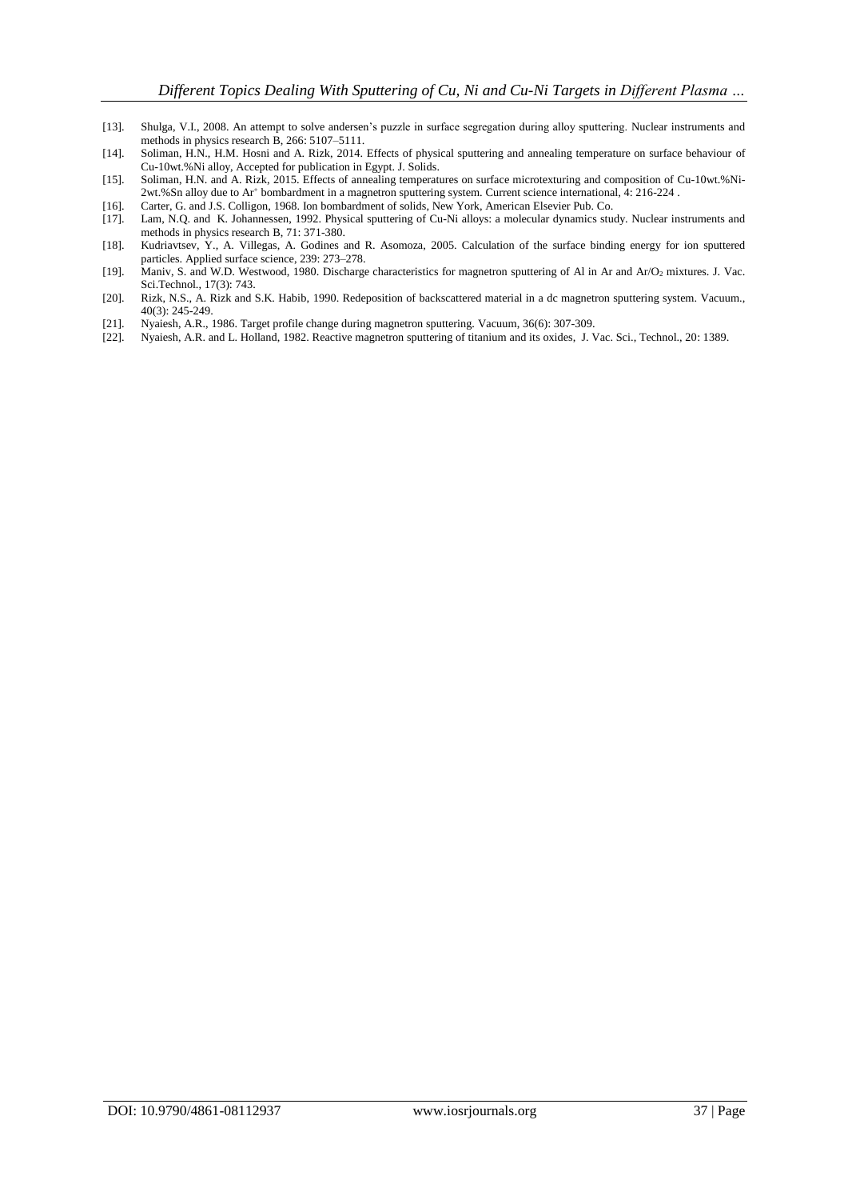[13]. Shulga, V.I., 2008. An attempt to solve andersen's puzzle in surface segregation during alloy sputtering. Nuclear instruments and methods in physics research B, 266: 5107–5111.

[14]. Soliman, H.N., H.M. Hosni and A. Rizk, 2014. Effects of physical sputtering and annealing temperature on surface behaviour of Cu-10wt.%Ni alloy, Accepted for publication in Egypt. J. Solids.

[15]. Soliman, H.N. and A. Rizk, 2015. Effects of annealing temperatures on surface microtexturing and composition of Cu-10wt.%Ni-2wt.%Sn alloy due to $Ar^+$ bombardment in a magnetron sputtering system. Current science international, 4: 216-224 .

[16]. Carter, G. and J.S. Colligon, 1968. Ion bombardment of solids, New York, American Elsevier Pub. Co.

[17]. Lam, N.Q. and K. Johannessen, 1992. Physical sputtering of Cu-Ni alloys: a molecular dynamics study. Nuclear instruments and methods in physics research B, 71: 371-380.

[18]. Kudriavtsev, Y., A. Villegas, A. Godines and R. Asomoza, 2005. Calculation of the surface binding energy for ion sputtered particles. Applied surface science, 239: 273–278.

[19]. Maniv, S. and W.D. Westwood, 1980. Discharge characteristics for magnetron sputtering of Al in Ar and $Ar/O_2$ mixtures. J. Vac. Sci.Technol., 17(3): 743.

[20]. Rizk, N.S., A. Rizk and S.K. Habib, 1990. Redeposition of backscattered material in a dc magnetron sputtering system. Vacuum., 40(3): 245-249.

[21]. Nyaiesh, A.R., 1986. Target profile change during magnetron sputtering. Vacuum, 36(6): 307-309.

[22]. Nyaiesh, A.R. and L. Holland, 1982. Reactive magnetron sputtering of titanium and its oxides, J. Vac. Sci., Technol., 20: 1389.